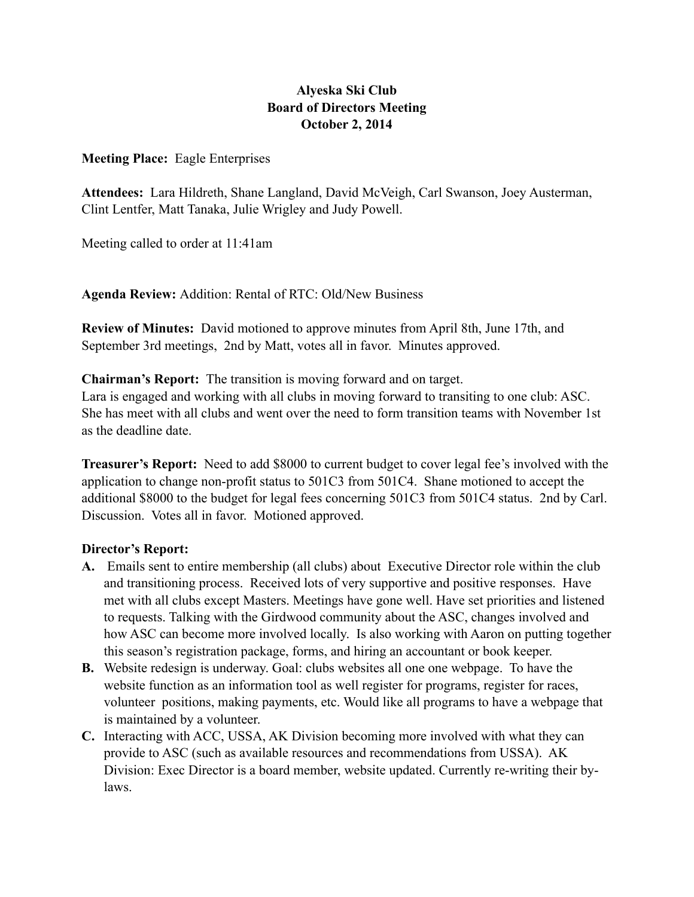**Alyeska Ski Club**
**Board of Directors Meeting**
**October 2, 2014**

**Meeting Place:** Eagle Enterprises

**Attendees:** Lara Hildreth, Shane Langland, David McVeigh, Carl Swanson, Joey Austerman, Clint Lentfer, Matt Tanaka, Julie Wrigley and Judy Powell.

Meeting called to order at 11:41am

**Agenda Review:** Addition: Rental of RTC: Old/New Business

**Review of Minutes:** David motioned to approve minutes from April 8th, June 17th, and September 3rd meetings, 2nd by Matt, votes all in favor. Minutes approved.

**Chairman's Report:** The transition is moving forward and on target.
Lara is engaged and working with all clubs in moving forward to transiting to one club: ASC. She has meet with all clubs and went over the need to form transition teams with November 1st as the deadline date.

**Treasurer's Report:** Need to add $8000 to current budget to cover legal fee's involved with the application to change non-profit status to 501C3 from 501C4. Shane motioned to accept the additional $8000 to the budget for legal fees concerning 501C3 from 501C4 status. 2nd by Carl. Discussion. Votes all in favor. Motioned approved.

**Director's Report:**

**A.** Emails sent to entire membership (all clubs) about Executive Director role within the club and transitioning process. Received lots of very supportive and positive responses. Have met with all clubs except Masters. Meetings have gone well. Have set priorities and listened to requests. Talking with the Girdwood community about the ASC, changes involved and how ASC can become more involved locally. Is also working with Aaron on putting together this season's registration package, forms, and hiring an accountant or book keeper.

**B.** Website redesign is underway. Goal: clubs websites all one one webpage. To have the website function as an information tool as well register for programs, register for races, volunteer positions, making payments, etc. Would like all programs to have a webpage that is maintained by a volunteer.

**C.** Interacting with ACC, USSA, AK Division becoming more involved with what they can provide to ASC (such as available resources and recommendations from USSA). AK Division: Exec Director is a board member, website updated. Currently re-writing their by-laws.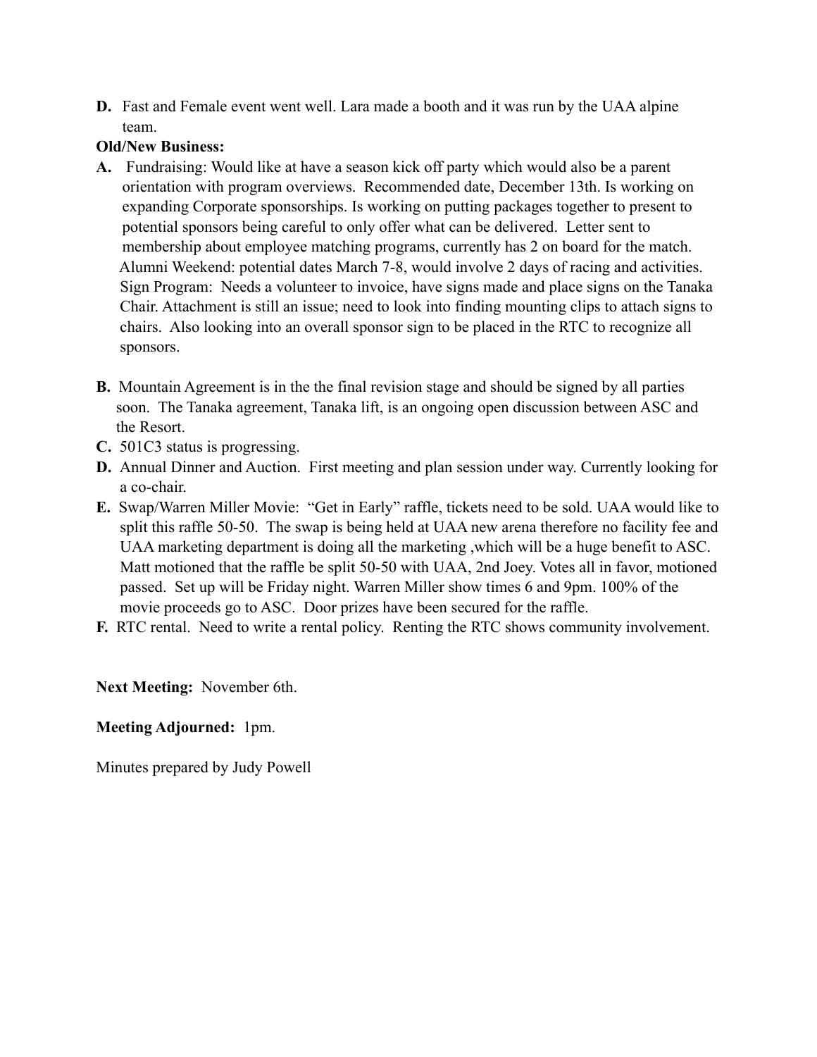**D.** Fast and Female event went well. Lara made a booth and it was run by the UAA alpine team.

**Old/New Business:**

**A.** Fundraising: Would like at have a season kick off party which would also be a parent orientation with program overviews. Recommended date, December 13th. Is working on expanding Corporate sponsorships. Is working on putting packages together to present to potential sponsors being careful to only offer what can be delivered. Letter sent to membership about employee matching programs, currently has 2 on board for the match. Alumni Weekend: potential dates March 7-8, would involve 2 days of racing and activities. Sign Program: Needs a volunteer to invoice, have signs made and place signs on the Tanaka Chair. Attachment is still an issue; need to look into finding mounting clips to attach signs to chairs. Also looking into an overall sponsor sign to be placed in the RTC to recognize all sponsors.

**B.** Mountain Agreement is in the the final revision stage and should be signed by all parties soon. The Tanaka agreement, Tanaka lift, is an ongoing open discussion between ASC and the Resort.

**C.** 501C3 status is progressing.

**D.** Annual Dinner and Auction. First meeting and plan session under way. Currently looking for a co-chair.

**E.** Swap/Warren Miller Movie: "Get in Early" raffle, tickets need to be sold. UAA would like to split this raffle 50-50. The swap is being held at UAA new arena therefore no facility fee and UAA marketing department is doing all the marketing ,which will be a huge benefit to ASC. Matt motioned that the raffle be split 50-50 with UAA, 2nd Joey. Votes all in favor, motioned passed. Set up will be Friday night. Warren Miller show times 6 and 9pm. 100% of the movie proceeds go to ASC. Door prizes have been secured for the raffle.

**F.** RTC rental. Need to write a rental policy. Renting the RTC shows community involvement.

**Next Meeting:** November 6th.

**Meeting Adjourned:** 1pm.

Minutes prepared by Judy Powell